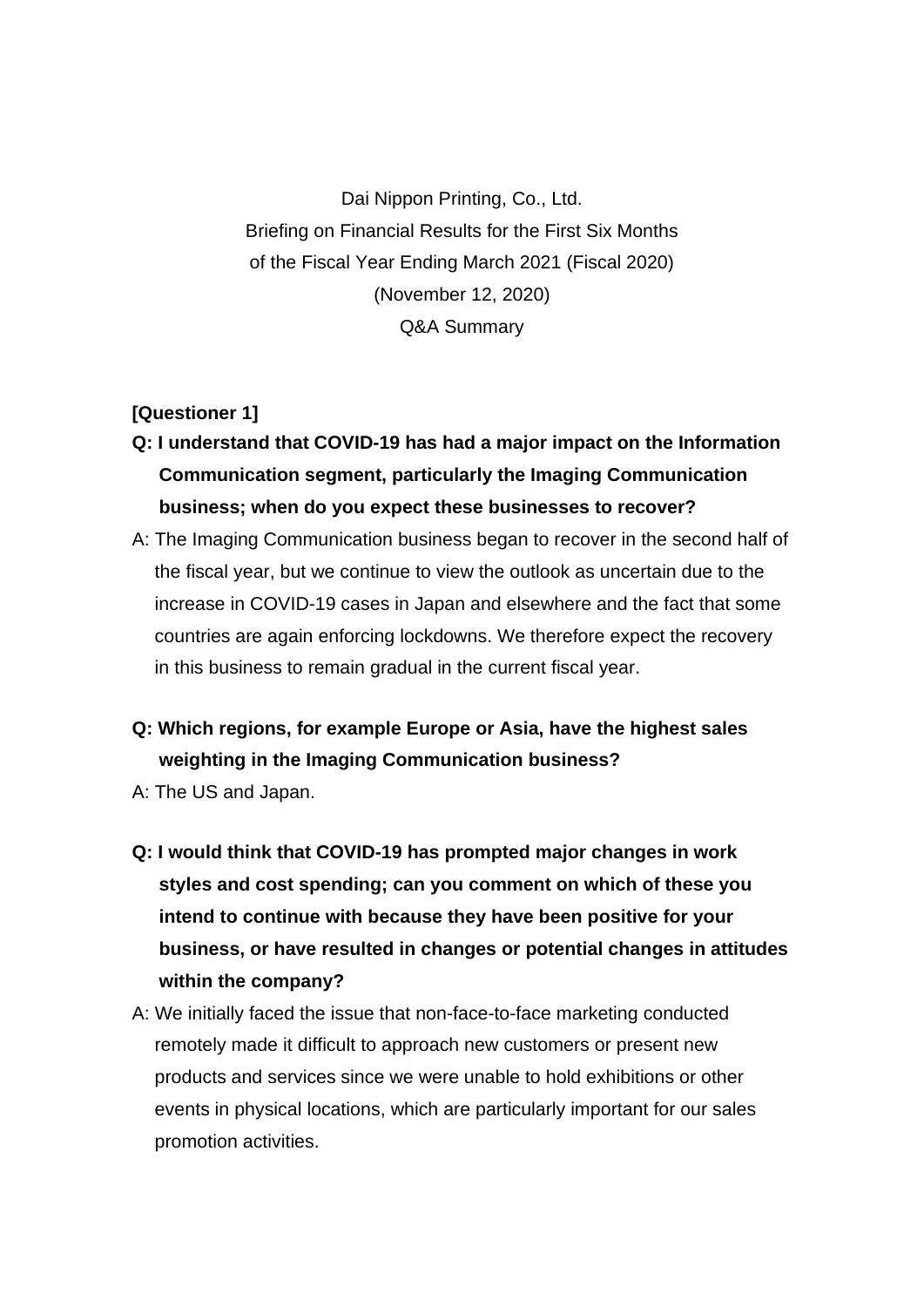Dai Nippon Printing, Co., Ltd.
Briefing on Financial Results for the First Six Months
of the Fiscal Year Ending March 2021 (Fiscal 2020)
(November 12, 2020)
Q&A Summary

**[Questioner 1]**

**Q: I understand that COVID-19 has had a major impact on the Information Communication segment, particularly the Imaging Communication business; when do you expect these businesses to recover?**

A: The Imaging Communication business began to recover in the second half of the fiscal year, but we continue to view the outlook as uncertain due to the increase in COVID-19 cases in Japan and elsewhere and the fact that some countries are again enforcing lockdowns. We therefore expect the recovery in this business to remain gradual in the current fiscal year.

**Q: Which regions, for example Europe or Asia, have the highest sales weighting in the Imaging Communication business?**

A: The US and Japan.

**Q: I would think that COVID-19 has prompted major changes in work styles and cost spending; can you comment on which of these you intend to continue with because they have been positive for your business, or have resulted in changes or potential changes in attitudes within the company?**

A: We initially faced the issue that non-face-to-face marketing conducted remotely made it difficult to approach new customers or present new products and services since we were unable to hold exhibitions or other events in physical locations, which are particularly important for our sales promotion activities.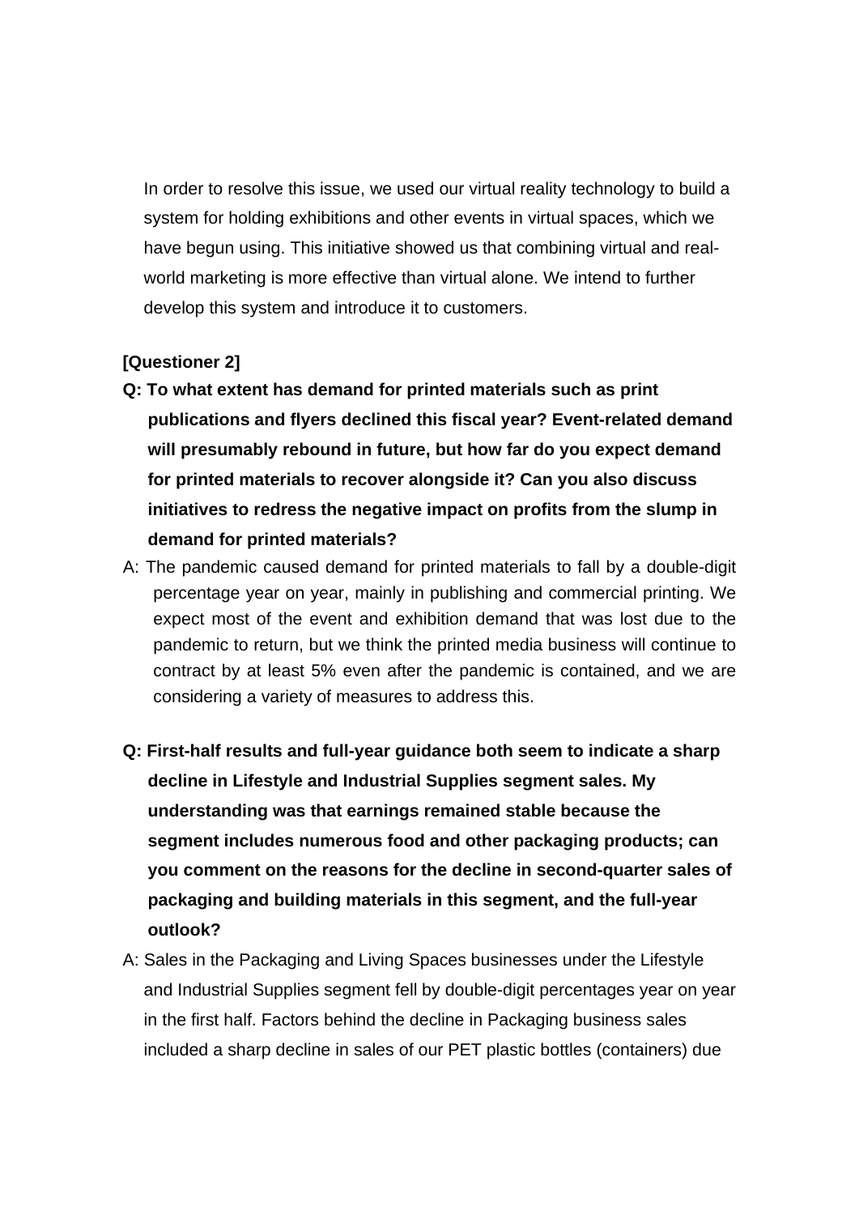In order to resolve this issue, we used our virtual reality technology to build a system for holding exhibitions and other events in virtual spaces, which we have begun using. This initiative showed us that combining virtual and real-world marketing is more effective than virtual alone. We intend to further develop this system and introduce it to customers.

**[Questioner 2]**

**Q: To what extent has demand for printed materials such as print publications and flyers declined this fiscal year? Event-related demand will presumably rebound in future, but how far do you expect demand for printed materials to recover alongside it? Can you also discuss initiatives to redress the negative impact on profits from the slump in demand for printed materials?**

A: The pandemic caused demand for printed materials to fall by a double-digit percentage year on year, mainly in publishing and commercial printing. We expect most of the event and exhibition demand that was lost due to the pandemic to return, but we think the printed media business will continue to contract by at least 5% even after the pandemic is contained, and we are considering a variety of measures to address this.

**Q: First-half results and full-year guidance both seem to indicate a sharp decline in Lifestyle and Industrial Supplies segment sales. My understanding was that earnings remained stable because the segment includes numerous food and other packaging products; can you comment on the reasons for the decline in second-quarter sales of packaging and building materials in this segment, and the full-year outlook?**

A: Sales in the Packaging and Living Spaces businesses under the Lifestyle and Industrial Supplies segment fell by double-digit percentages year on year in the first half. Factors behind the decline in Packaging business sales included a sharp decline in sales of our PET plastic bottles (containers) due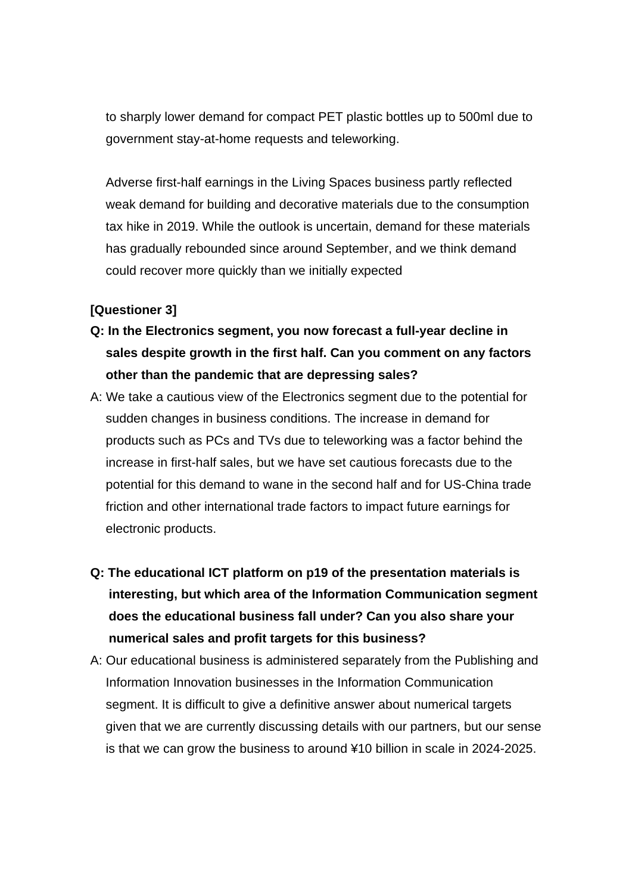to sharply lower demand for compact PET plastic bottles up to 500ml due to government stay-at-home requests and teleworking.

Adverse first-half earnings in the Living Spaces business partly reflected weak demand for building and decorative materials due to the consumption tax hike in 2019. While the outlook is uncertain, demand for these materials has gradually rebounded since around September, and we think demand could recover more quickly than we initially expected

**[Questioner 3]**

**Q: In the Electronics segment, you now forecast a full-year decline in sales despite growth in the first half. Can you comment on any factors other than the pandemic that are depressing sales?**

A: We take a cautious view of the Electronics segment due to the potential for sudden changes in business conditions. The increase in demand for products such as PCs and TVs due to teleworking was a factor behind the increase in first-half sales, but we have set cautious forecasts due to the potential for this demand to wane in the second half and for US-China trade friction and other international trade factors to impact future earnings for electronic products.

**Q: The educational ICT platform on p19 of the presentation materials is interesting, but which area of the Information Communication segment does the educational business fall under? Can you also share your numerical sales and profit targets for this business?**

A: Our educational business is administered separately from the Publishing and Information Innovation businesses in the Information Communication segment. It is difficult to give a definitive answer about numerical targets given that we are currently discussing details with our partners, but our sense is that we can grow the business to around ¥10 billion in scale in 2024-2025.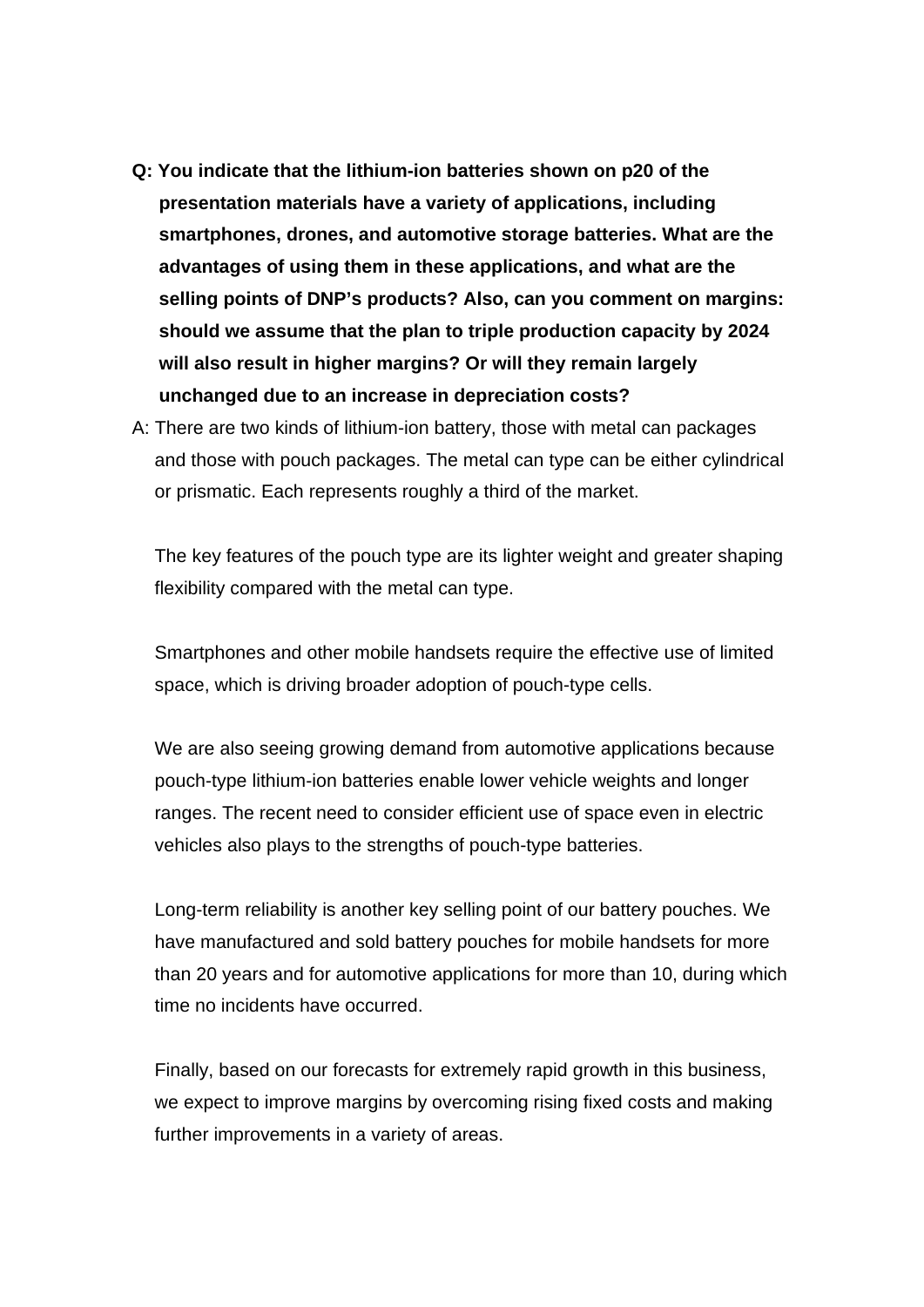**Q: You indicate that the lithium-ion batteries shown on p20 of the presentation materials have a variety of applications, including smartphones, drones, and automotive storage batteries. What are the advantages of using them in these applications, and what are the selling points of DNP's products? Also, can you comment on margins: should we assume that the plan to triple production capacity by 2024 will also result in higher margins? Or will they remain largely unchanged due to an increase in depreciation costs?**

A: There are two kinds of lithium-ion battery, those with metal can packages and those with pouch packages. The metal can type can be either cylindrical or prismatic. Each represents roughly a third of the market.

The key features of the pouch type are its lighter weight and greater shaping flexibility compared with the metal can type.

Smartphones and other mobile handsets require the effective use of limited space, which is driving broader adoption of pouch-type cells.

We are also seeing growing demand from automotive applications because pouch-type lithium-ion batteries enable lower vehicle weights and longer ranges. The recent need to consider efficient use of space even in electric vehicles also plays to the strengths of pouch-type batteries.

Long-term reliability is another key selling point of our battery pouches. We have manufactured and sold battery pouches for mobile handsets for more than 20 years and for automotive applications for more than 10, during which time no incidents have occurred.

Finally, based on our forecasts for extremely rapid growth in this business, we expect to improve margins by overcoming rising fixed costs and making further improvements in a variety of areas.